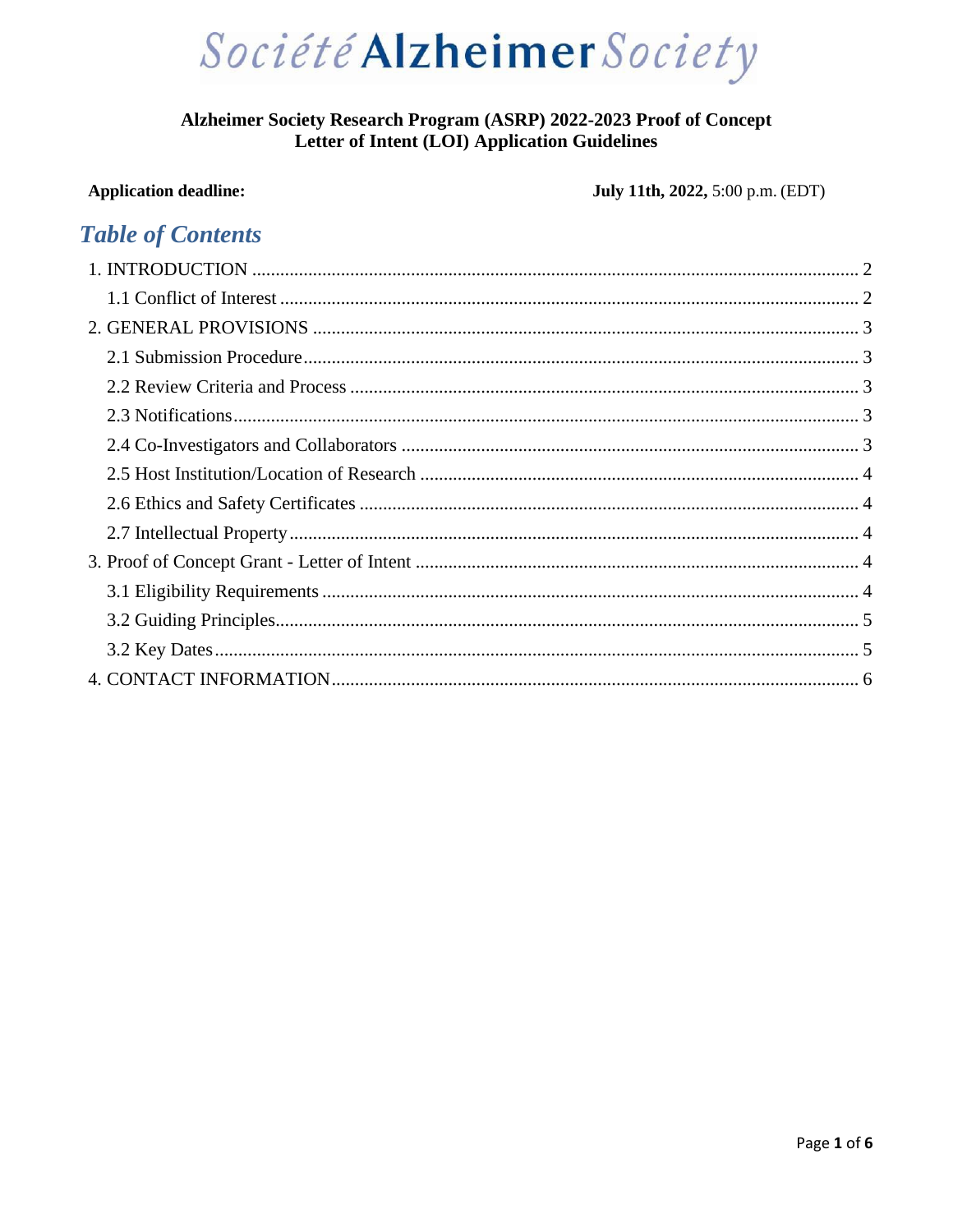# Société Alzheimer Society

**Alzheimer Society Research Program (ASRP) 2022-2023 Proof of Concept Letter of Intent (LOI) Application Guidelines**

**Application deadline:** **July 11th, 2022,** 5:00 p.m. (EDT)

## *Table of Contents*

1. INTRODUCTION .......... 2
   - 1.1 Conflict of Interest .......... 2
2. GENERAL PROVISIONS .......... 3
   - 2.1 Submission Procedure .......... 3
   - 2.2 Review Criteria and Process .......... 3
   - 2.3 Notifications .......... 3
   - 2.4 Co-Investigators and Collaborators .......... 3
   - 2.5 Host Institution/Location of Research .......... 4
   - 2.6 Ethics and Safety Certificates .......... 4
   - 2.7 Intellectual Property .......... 4
3. Proof of Concept Grant - Letter of Intent .......... 4
   - 3.1 Eligibility Requirements .......... 4
   - 3.2 Guiding Principles .......... 5
   - 3.2 Key Dates .......... 5
4. CONTACT INFORMATION .......... 6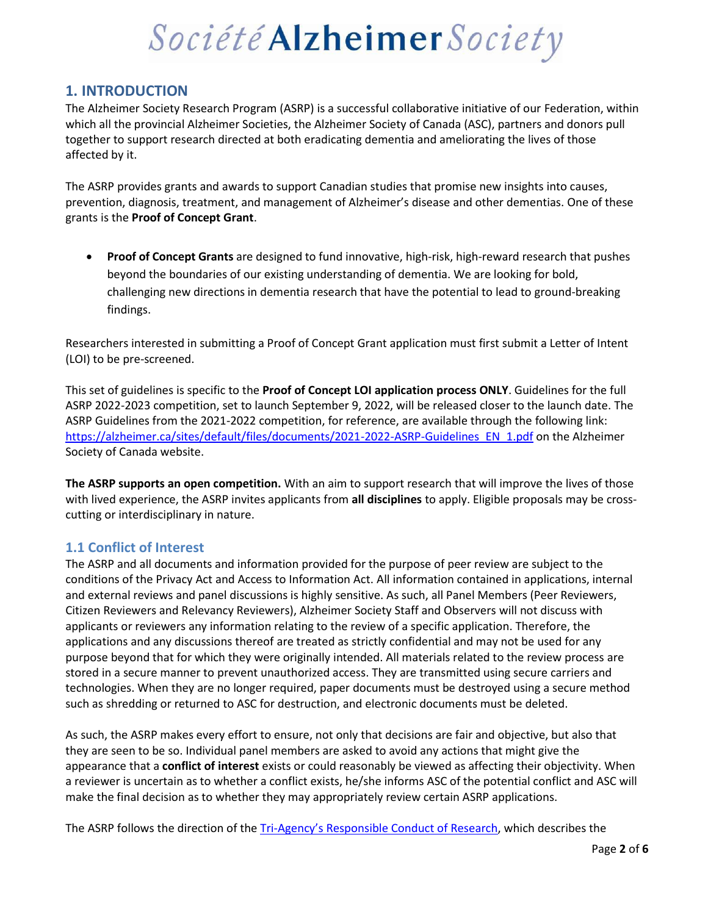## 1. INTRODUCTION

The Alzheimer Society Research Program (ASRP) is a successful collaborative initiative of our Federation, within which all the provincial Alzheimer Societies, the Alzheimer Society of Canada (ASC), partners and donors pull together to support research directed at both eradicating dementia and ameliorating the lives of those affected by it.

The ASRP provides grants and awards to support Canadian studies that promise new insights into causes, prevention, diagnosis, treatment, and management of Alzheimer's disease and other dementias. One of these grants is the **Proof of Concept Grant**.

- **Proof of Concept Grants** are designed to fund innovative, high-risk, high-reward research that pushes beyond the boundaries of our existing understanding of dementia. We are looking for bold, challenging new directions in dementia research that have the potential to lead to ground-breaking findings.

Researchers interested in submitting a Proof of Concept Grant application must first submit a Letter of Intent (LOI) to be pre-screened.

This set of guidelines is specific to the **Proof of Concept LOI application process ONLY**. Guidelines for the full ASRP 2022-2023 competition, set to launch September 9, 2022, will be released closer to the launch date. The ASRP Guidelines from the 2021-2022 competition, for reference, are available through the following link: [https://alzheimer.ca/sites/default/files/documents/2021-2022-ASRP-Guidelines_EN_1.pdf](https://alzheimer.ca/sites/default/files/documents/2021-2022-ASRP-Guidelines_EN_1.pdf) on the Alzheimer Society of Canada website.

**The ASRP supports an open competition.** With an aim to support research that will improve the lives of those with lived experience, the ASRP invites applicants from **all disciplines** to apply. Eligible proposals may be cross-cutting or interdisciplinary in nature.

### 1.1 Conflict of Interest

The ASRP and all documents and information provided for the purpose of peer review are subject to the conditions of the Privacy Act and Access to Information Act. All information contained in applications, internal and external reviews and panel discussions is highly sensitive. As such, all Panel Members (Peer Reviewers, Citizen Reviewers and Relevancy Reviewers), Alzheimer Society Staff and Observers will not discuss with applicants or reviewers any information relating to the review of a specific application. Therefore, the applications and any discussions thereof are treated as strictly confidential and may not be used for any purpose beyond that for which they were originally intended. All materials related to the review process are stored in a secure manner to prevent unauthorized access. They are transmitted using secure carriers and technologies. When they are no longer required, paper documents must be destroyed using a secure method such as shredding or returned to ASC for destruction, and electronic documents must be deleted.

As such, the ASRP makes every effort to ensure, not only that decisions are fair and objective, but also that they are seen to be so. Individual panel members are asked to avoid any actions that might give the appearance that a **conflict of interest** exists or could reasonably be viewed as affecting their objectivity. When a reviewer is uncertain as to whether a conflict exists, he/she informs ASC of the potential conflict and ASC will make the final decision as to whether they may appropriately review certain ASRP applications.

The ASRP follows the direction of the Tri-Agency's Responsible Conduct of Research, which describes the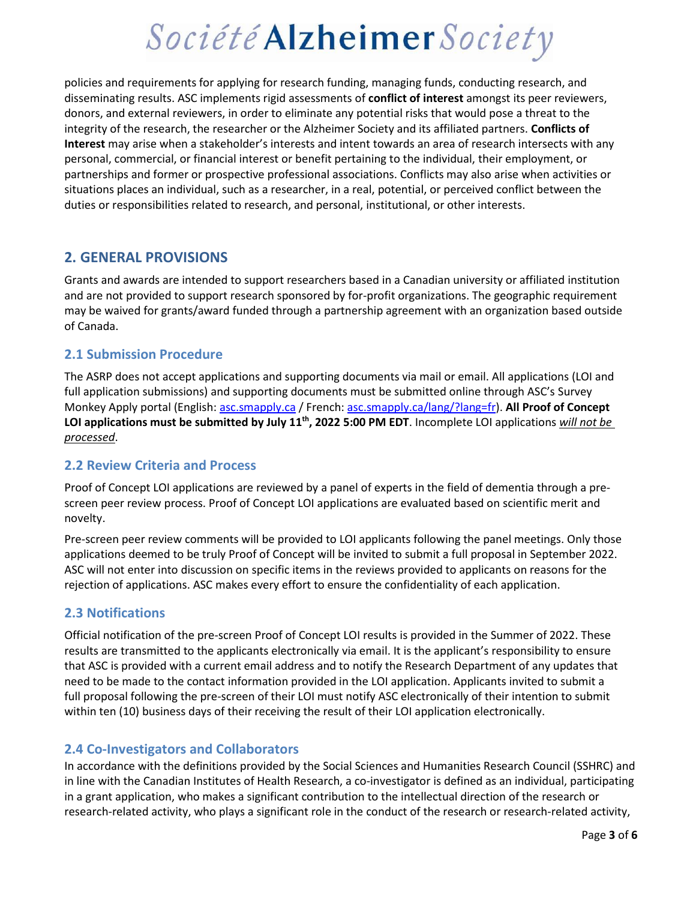policies and requirements for applying for research funding, managing funds, conducting research, and disseminating results. ASC implements rigid assessments of **conflict of interest** amongst its peer reviewers, donors, and external reviewers, in order to eliminate any potential risks that would pose a threat to the integrity of the research, the researcher or the Alzheimer Society and its affiliated partners. **Conflicts of Interest** may arise when a stakeholder's interests and intent towards an area of research intersects with any personal, commercial, or financial interest or benefit pertaining to the individual, their employment, or partnerships and former or prospective professional associations. Conflicts may also arise when activities or situations places an individual, such as a researcher, in a real, potential, or perceived conflict between the duties or responsibilities related to research, and personal, institutional, or other interests.

## 2. GENERAL PROVISIONS

Grants and awards are intended to support researchers based in a Canadian university or affiliated institution and are not provided to support research sponsored by for-profit organizations. The geographic requirement may be waived for grants/award funded through a partnership agreement with an organization based outside of Canada.

### 2.1 Submission Procedure

The ASRP does not accept applications and supporting documents via mail or email. All applications (LOI and full application submissions) and supporting documents must be submitted online through ASC's Survey Monkey Apply portal (English: [asc.smapply.ca](asc.smapply.ca) / French: [asc.smapply.ca/lang/?lang=fr](asc.smapply.ca/lang/?lang=fr)). **All Proof of Concept LOI applications must be submitted by July 11th, 2022 5:00 PM EDT**. Incomplete LOI applications *will not be processed*.

### 2.2 Review Criteria and Process

Proof of Concept LOI applications are reviewed by a panel of experts in the field of dementia through a pre-screen peer review process. Proof of Concept LOI applications are evaluated based on scientific merit and novelty.

Pre-screen peer review comments will be provided to LOI applicants following the panel meetings. Only those applications deemed to be truly Proof of Concept will be invited to submit a full proposal in September 2022. ASC will not enter into discussion on specific items in the reviews provided to applicants on reasons for the rejection of applications. ASC makes every effort to ensure the confidentiality of each application.

### 2.3 Notifications

Official notification of the pre-screen Proof of Concept LOI results is provided in the Summer of 2022. These results are transmitted to the applicants electronically via email. It is the applicant's responsibility to ensure that ASC is provided with a current email address and to notify the Research Department of any updates that need to be made to the contact information provided in the LOI application. Applicants invited to submit a full proposal following the pre-screen of their LOI must notify ASC electronically of their intention to submit within ten (10) business days of their receiving the result of their LOI application electronically.

### 2.4 Co-Investigators and Collaborators

In accordance with the definitions provided by the Social Sciences and Humanities Research Council (SSHRC) and in line with the Canadian Institutes of Health Research, a co-investigator is defined as an individual, participating in a grant application, who makes a significant contribution to the intellectual direction of the research or research-related activity, who plays a significant role in the conduct of the research or research-related activity,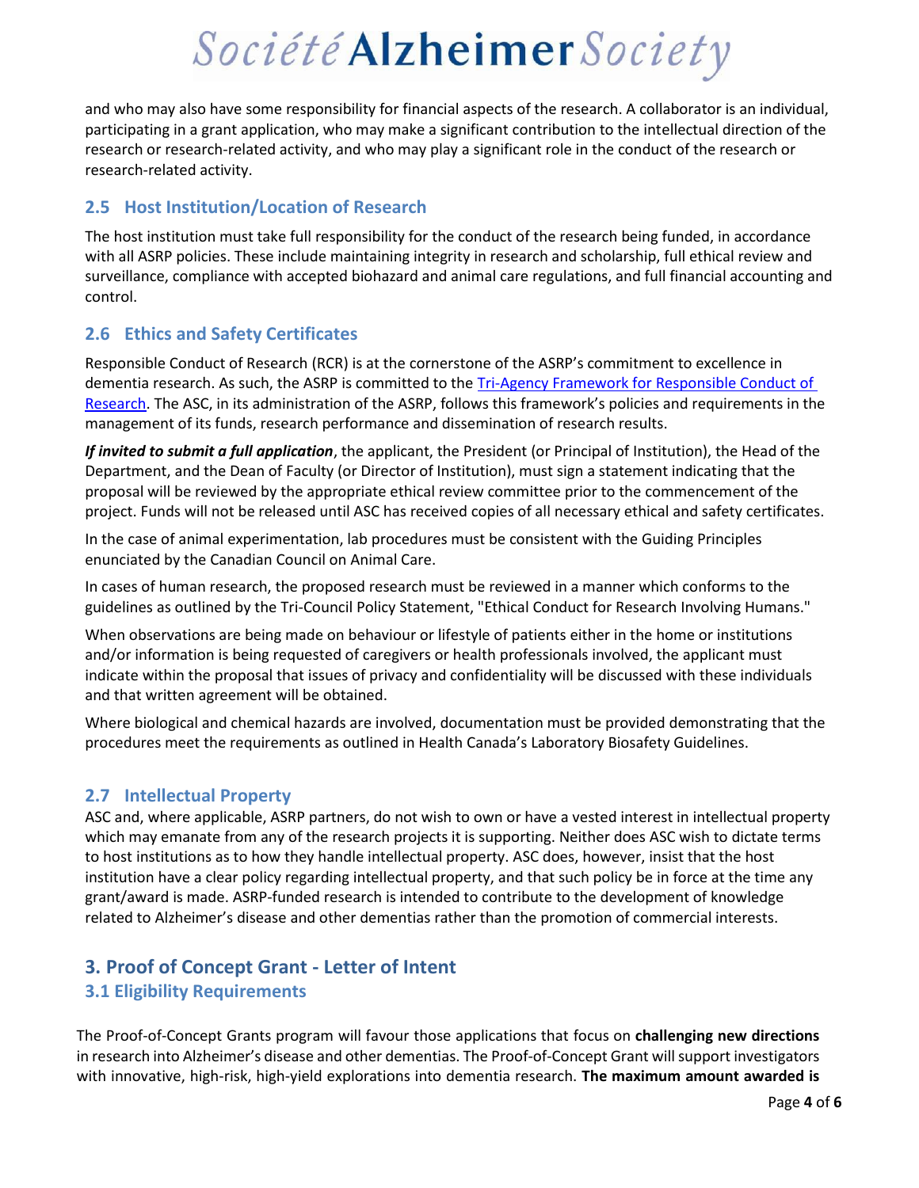and who may also have some responsibility for financial aspects of the research. A collaborator is an individual, participating in a grant application, who may make a significant contribution to the intellectual direction of the research or research-related activity, and who may play a significant role in the conduct of the research or research-related activity.

## 2.5 Host Institution/Location of Research

The host institution must take full responsibility for the conduct of the research being funded, in accordance with all ASRP policies. These include maintaining integrity in research and scholarship, full ethical review and surveillance, compliance with accepted biohazard and animal care regulations, and full financial accounting and control.

## 2.6 Ethics and Safety Certificates

Responsible Conduct of Research (RCR) is at the cornerstone of the ASRP's commitment to excellence in dementia research. As such, the ASRP is committed to the [Tri-Agency Framework for Responsible Conduct of Research](). The ASC, in its administration of the ASRP, follows this framework's policies and requirements in the management of its funds, research performance and dissemination of research results.

***If invited to submit a full application***, the applicant, the President (or Principal of Institution), the Head of the Department, and the Dean of Faculty (or Director of Institution), must sign a statement indicating that the proposal will be reviewed by the appropriate ethical review committee prior to the commencement of the project. Funds will not be released until ASC has received copies of all necessary ethical and safety certificates.

In the case of animal experimentation, lab procedures must be consistent with the Guiding Principles enunciated by the Canadian Council on Animal Care.

In cases of human research, the proposed research must be reviewed in a manner which conforms to the guidelines as outlined by the Tri-Council Policy Statement, "Ethical Conduct for Research Involving Humans."

When observations are being made on behaviour or lifestyle of patients either in the home or institutions and/or information is being requested of caregivers or health professionals involved, the applicant must indicate within the proposal that issues of privacy and confidentiality will be discussed with these individuals and that written agreement will be obtained.

Where biological and chemical hazards are involved, documentation must be provided demonstrating that the procedures meet the requirements as outlined in Health Canada's Laboratory Biosafety Guidelines.

## 2.7 Intellectual Property

ASC and, where applicable, ASRP partners, do not wish to own or have a vested interest in intellectual property which may emanate from any of the research projects it is supporting. Neither does ASC wish to dictate terms to host institutions as to how they handle intellectual property. ASC does, however, insist that the host institution have a clear policy regarding intellectual property, and that such policy be in force at the time any grant/award is made. ASRP-funded research is intended to contribute to the development of knowledge related to Alzheimer's disease and other dementias rather than the promotion of commercial interests.

# 3. Proof of Concept Grant - Letter of Intent

## 3.1 Eligibility Requirements

The Proof-of-Concept Grants program will favour those applications that focus on **challenging new directions** in research into Alzheimer's disease and other dementias. The Proof-of-Concept Grant will support investigators with innovative, high-risk, high-yield explorations into dementia research. **The maximum amount awarded is**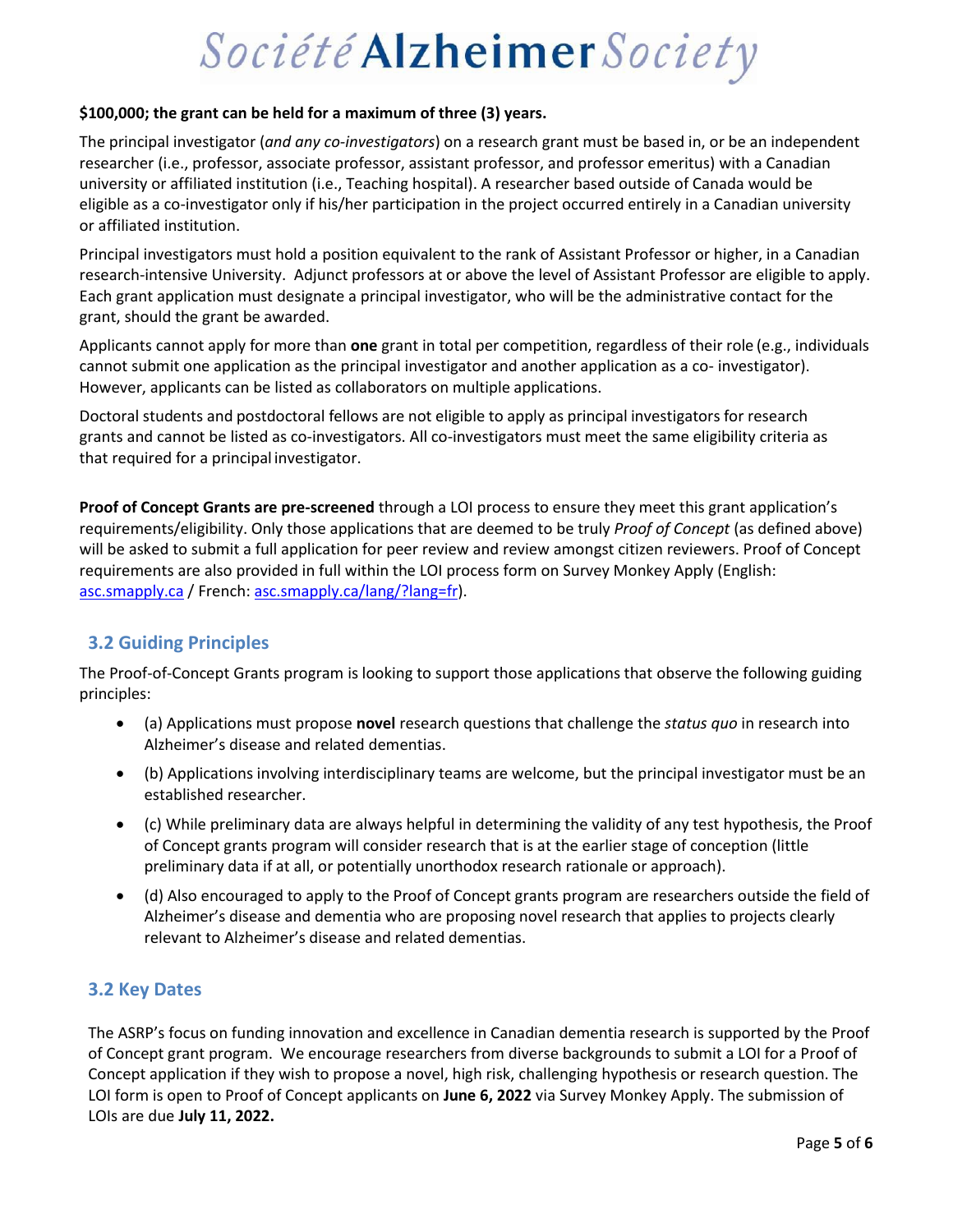**$100,000; the grant can be held for a maximum of three (3) years.**

The principal investigator (*and any co-investigators*) on a research grant must be based in, or be an independent researcher (i.e., professor, associate professor, assistant professor, and professor emeritus) with a Canadian university or affiliated institution (i.e., Teaching hospital). A researcher based outside of Canada would be eligible as a co-investigator only if his/her participation in the project occurred entirely in a Canadian university or affiliated institution.

Principal investigators must hold a position equivalent to the rank of Assistant Professor or higher, in a Canadian research-intensive University. Adjunct professors at or above the level of Assistant Professor are eligible to apply. Each grant application must designate a principal investigator, who will be the administrative contact for the grant, should the grant be awarded.

Applicants cannot apply for more than **one** grant in total per competition, regardless of their role (e.g., individuals cannot submit one application as the principal investigator and another application as a co- investigator). However, applicants can be listed as collaborators on multiple applications.

Doctoral students and postdoctoral fellows are not eligible to apply as principal investigators for research grants and cannot be listed as co-investigators. All co-investigators must meet the same eligibility criteria as that required for a principal investigator.

**Proof of Concept Grants are pre-screened** through a LOI process to ensure they meet this grant application's requirements/eligibility. Only those applications that are deemed to be truly *Proof of Concept* (as defined above) will be asked to submit a full application for peer review and review amongst citizen reviewers. Proof of Concept requirements are also provided in full within the LOI process form on Survey Monkey Apply (English: asc.smapply.ca / French: asc.smapply.ca/lang/?lang=fr).

## 3.2 Guiding Principles

The Proof-of-Concept Grants program is looking to support those applications that observe the following guiding principles:

- (a) Applications must propose **novel** research questions that challenge the *status quo* in research into Alzheimer's disease and related dementias.
- (b) Applications involving interdisciplinary teams are welcome, but the principal investigator must be an established researcher.
- (c) While preliminary data are always helpful in determining the validity of any test hypothesis, the Proof of Concept grants program will consider research that is at the earlier stage of conception (little preliminary data if at all, or potentially unorthodox research rationale or approach).
- (d) Also encouraged to apply to the Proof of Concept grants program are researchers outside the field of Alzheimer's disease and dementia who are proposing novel research that applies to projects clearly relevant to Alzheimer's disease and related dementias.

## 3.2 Key Dates

The ASRP's focus on funding innovation and excellence in Canadian dementia research is supported by the Proof of Concept grant program. We encourage researchers from diverse backgrounds to submit a LOI for a Proof of Concept application if they wish to propose a novel, high risk, challenging hypothesis or research question. The LOI form is open to Proof of Concept applicants on **June 6, 2022** via Survey Monkey Apply. The submission of LOIs are due **July 11, 2022.**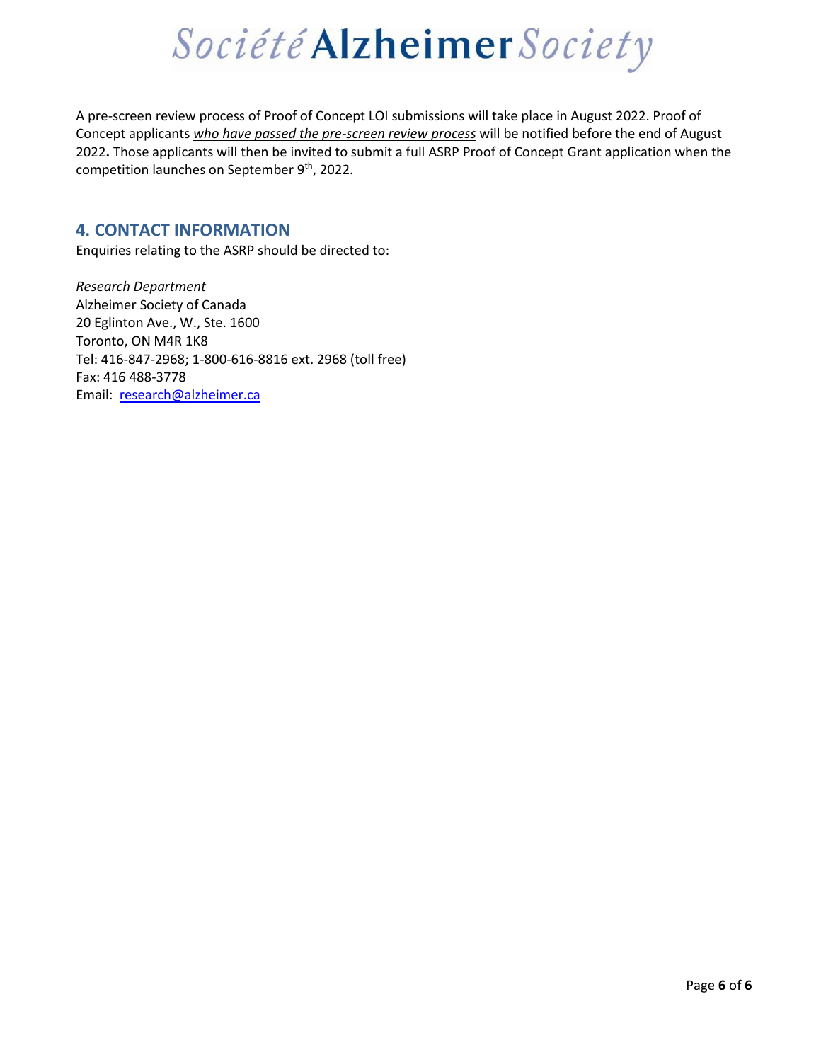A pre-screen review process of Proof of Concept LOI submissions will take place in August 2022. Proof of Concept applicants *who have passed the pre-screen review process* will be notified before the end of August 2022**.** Those applicants will then be invited to submit a full ASRP Proof of Concept Grant application when the competition launches on September 9th, 2022.

## 4. CONTACT INFORMATION

Enquiries relating to the ASRP should be directed to:

*Research Department*
Alzheimer Society of Canada
20 Eglinton Ave., W., Ste. 1600
Toronto, ON M4R 1K8
Tel: 416-847-2968; 1-800-616-8816 ext. 2968 (toll free)
Fax: 416 488-3778
Email: research@alzheimer.ca